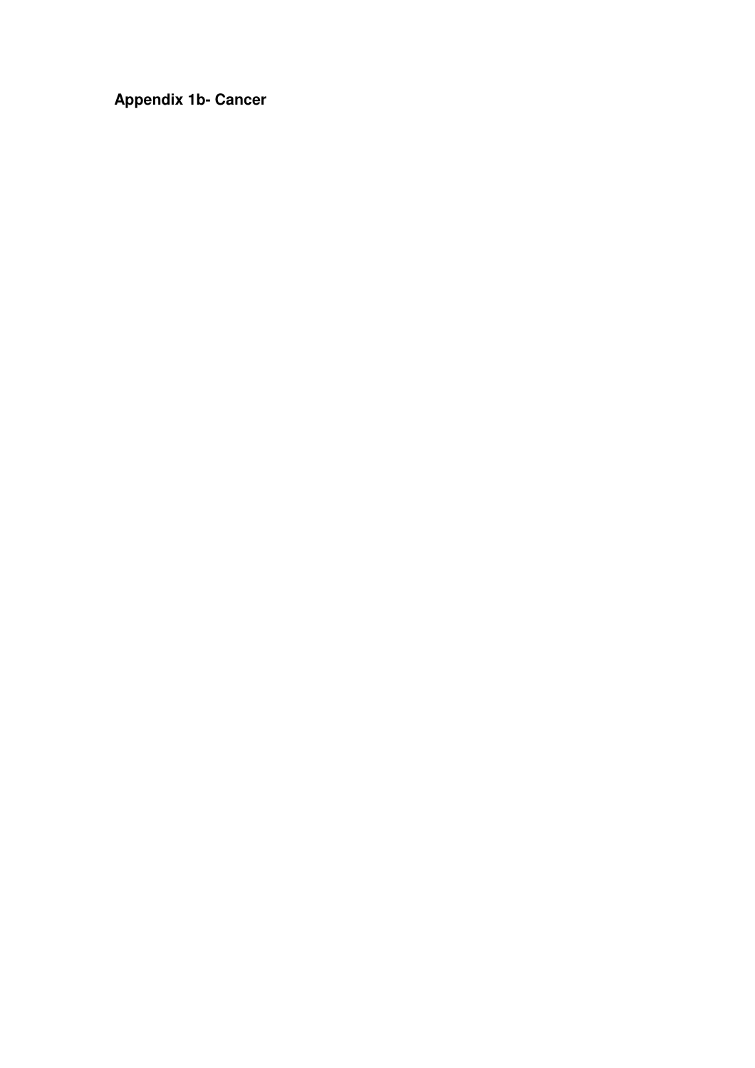**Appendix 1b- Cancer**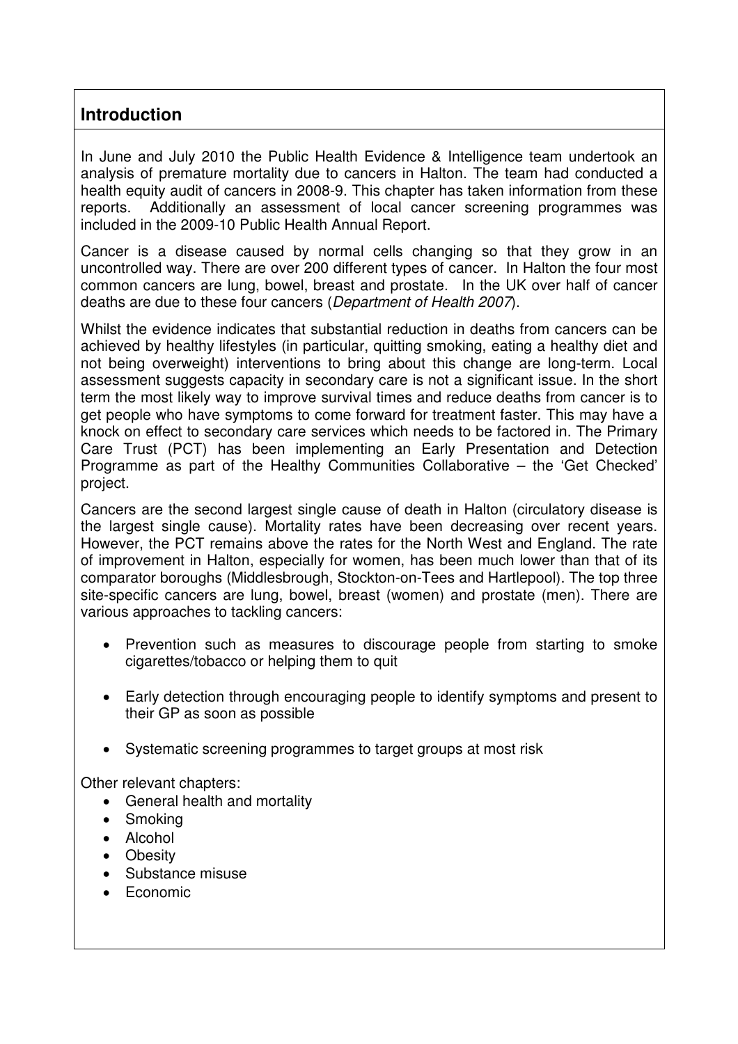## Introduction

In June and July 2010 the Public Health Evidence & Intelligence team undertook an analysis of premature mortality due to cancers in Halton. The team had conducted a health equity audit of cancers in 2008-9. This chapter has taken information from these reports. Additionally an assessment of local cancer screening programmes was included in the 2009-10 Public Health Annual Report.

Cancer is a disease caused by normal cells changing so that they grow in an uncontrolled way. There are over 200 different types of cancer. In Halton the four most common cancers are lung, bowel, breast and prostate. In the UK over half of cancer deaths are due to these four cancers (*Department of Health 2007*).

Whilst the evidence indicates that substantial reduction in deaths from cancers can be achieved by healthy lifestyles (in particular, quitting smoking, eating a healthy diet and not being overweight) interventions to bring about this change are long-term. Local assessment suggests capacity in secondary care is not a significant issue. In the short term the most likely way to improve survival times and reduce deaths from cancer is to get people who have symptoms to come forward for treatment faster. This may have a knock on effect to secondary care services which needs to be factored in. The Primary Care Trust (PCT) has been implementing an Early Presentation and Detection Programme as part of the Healthy Communities Collaborative – the 'Get Checked' project.

Cancers are the second largest single cause of death in Halton (circulatory disease is the largest single cause). Mortality rates have been decreasing over recent years. However, the PCT remains above the rates for the North West and England. The rate of improvement in Halton, especially for women, has been much lower than that of its comparator boroughs (Middlesbrough, Stockton-on-Tees and Hartlepool). The top three site-specific cancers are lung, bowel, breast (women) and prostate (men). There are various approaches to tackling cancers:

- Prevention such as measures to discourage people from starting to smoke cigarettes/tobacco or helping them to quit
- Early detection through encouraging people to identify symptoms and present to their GP as soon as possible
- Systematic screening programmes to target groups at most risk

Other relevant chapters:

- General health and mortality
- Smoking
- Alcohol
- Obesity
- Substance misuse
- Economic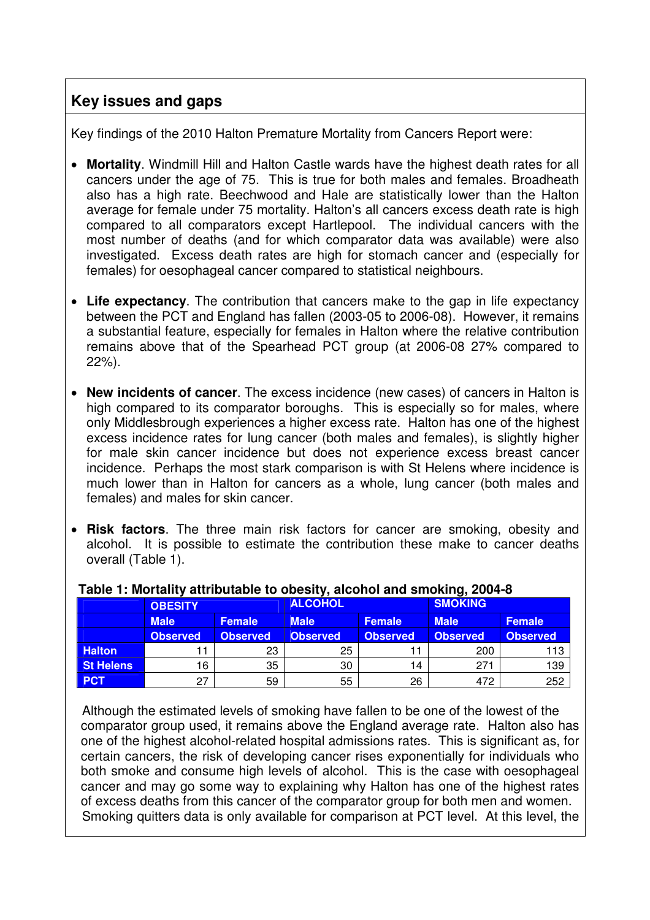## Key issues and gaps

Key findings of the 2010 Halton Premature Mortality from Cancers Report were:

- **Mortality**. Windmill Hill and Halton Castle wards have the highest death rates for all cancers under the age of 75. This is true for both males and females. Broadheath also has a high rate. Beechwood and Hale are statistically lower than the Halton average for female under 75 mortality. Halton's all cancers excess death rate is high compared to all comparators except Hartlepool. The individual cancers with the most number of deaths (and for which comparator data was available) were also investigated. Excess death rates are high for stomach cancer and (especially for females) for oesophageal cancer compared to statistical neighbours.

- **Life expectancy**. The contribution that cancers make to the gap in life expectancy between the PCT and England has fallen (2003-05 to 2006-08). However, it remains a substantial feature, especially for females in Halton where the relative contribution remains above that of the Spearhead PCT group (at 2006-08 27% compared to 22%).

- **New incidents of cancer**. The excess incidence (new cases) of cancers in Halton is high compared to its comparator boroughs. This is especially so for males, where only Middlesbrough experiences a higher excess rate. Halton has one of the highest excess incidence rates for lung cancer (both males and females), is slightly higher for male skin cancer incidence but does not experience excess breast cancer incidence. Perhaps the most stark comparison is with St Helens where incidence is much lower than in Halton for cancers as a whole, lung cancer (both males and females) and males for skin cancer.

- **Risk factors**. The three main risk factors for cancer are smoking, obesity and alcohol. It is possible to estimate the contribution these make to cancer deaths overall (Table 1).

**Table 1: Mortality attributable to obesity, alcohol and smoking, 2004-8**

| | OBESITY | | ALCOHOL | | SMOKING | |
|---|---|---|---|---|---|---|
| | Male Observed | Female Observed | Male Observed | Female Observed | Male Observed | Female Observed |
| **Halton** | 11 | 23 | 25 | 11 | 200 | 113 |
| **St Helens** | 16 | 35 | 30 | 14 | 271 | 139 |
| **PCT** | 27 | 59 | 55 | 26 | 472 | 252 |

Although the estimated levels of smoking have fallen to be one of the lowest of the comparator group used, it remains above the England average rate. Halton also has one of the highest alcohol-related hospital admissions rates. This is significant as, for certain cancers, the risk of developing cancer rises exponentially for individuals who both smoke and consume high levels of alcohol. This is the case with oesophageal cancer and may go some way to explaining why Halton has one of the highest rates of excess deaths from this cancer of the comparator group for both men and women. Smoking quitters data is only available for comparison at PCT level. At this level, the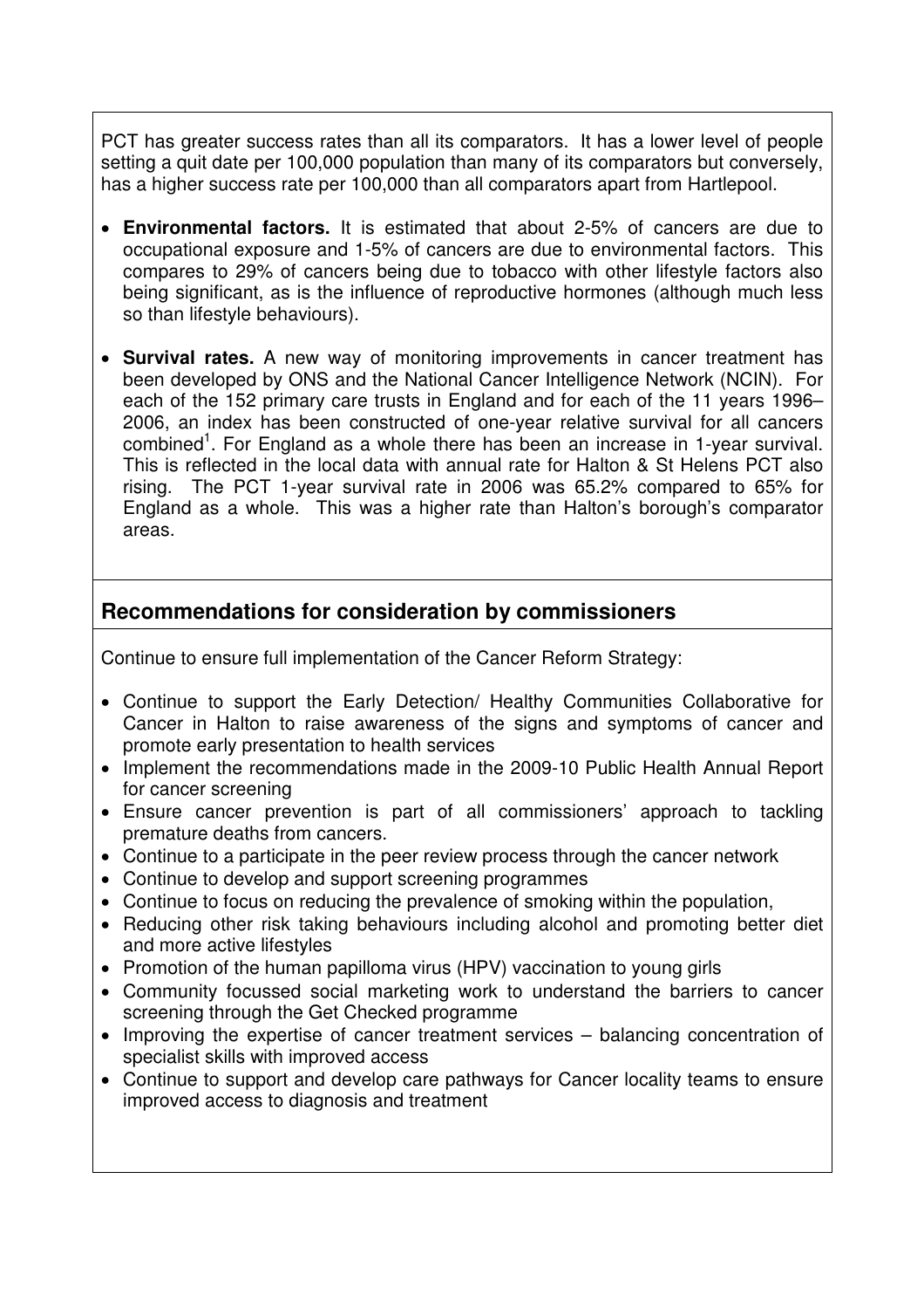PCT has greater success rates than all its comparators. It has a lower level of people setting a quit date per 100,000 population than many of its comparators but conversely, has a higher success rate per 100,000 than all comparators apart from Hartlepool.

- **Environmental factors.** It is estimated that about 2-5% of cancers are due to occupational exposure and 1-5% of cancers are due to environmental factors. This compares to 29% of cancers being due to tobacco with other lifestyle factors also being significant, as is the influence of reproductive hormones (although much less so than lifestyle behaviours).

- **Survival rates.** A new way of monitoring improvements in cancer treatment has been developed by ONS and the National Cancer Intelligence Network (NCIN). For each of the 152 primary care trusts in England and for each of the 11 years 1996–2006, an index has been constructed of one-year relative survival for all cancers combined[1]. For England as a whole there has been an increase in 1-year survival. This is reflected in the local data with annual rate for Halton & St Helens PCT also rising. The PCT 1-year survival rate in 2006 was 65.2% compared to 65% for England as a whole. This was a higher rate than Halton's borough's comparator areas.

## Recommendations for consideration by commissioners

Continue to ensure full implementation of the Cancer Reform Strategy:

- Continue to support the Early Detection/ Healthy Communities Collaborative for Cancer in Halton to raise awareness of the signs and symptoms of cancer and promote early presentation to health services
- Implement the recommendations made in the 2009-10 Public Health Annual Report for cancer screening
- Ensure cancer prevention is part of all commissioners' approach to tackling premature deaths from cancers.
- Continue to a participate in the peer review process through the cancer network
- Continue to develop and support screening programmes
- Continue to focus on reducing the prevalence of smoking within the population,
- Reducing other risk taking behaviours including alcohol and promoting better diet and more active lifestyles
- Promotion of the human papilloma virus (HPV) vaccination to young girls
- Community focussed social marketing work to understand the barriers to cancer screening through the Get Checked programme
- Improving the expertise of cancer treatment services – balancing concentration of specialist skills with improved access
- Continue to support and develop care pathways for Cancer locality teams to ensure improved access to diagnosis and treatment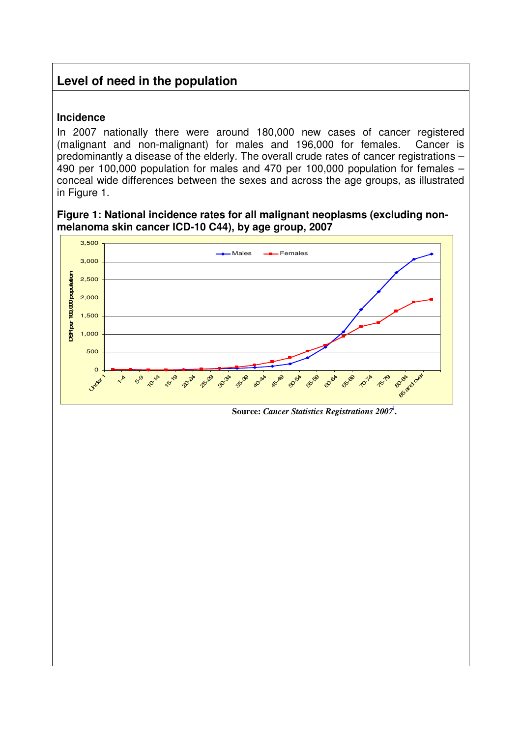## Level of need in the population

### Incidence

In 2007 nationally there were around 180,000 new cases of cancer registered (malignant and non-malignant) for males and 196,000 for females. Cancer is predominantly a disease of the elderly. The overall crude rates of cancer registrations – 490 per 100,000 population for males and 470 per 100,000 population for females – conceal wide differences between the sexes and across the age groups, as illustrated in Figure 1.

**Figure 1: National incidence rates for all malignant neoplasms (excluding non-melanoma skin cancer ICD-10 C44), by age group, 2007**

**Source:** ***Cancer Statistics Registrations 2007***[i]**.**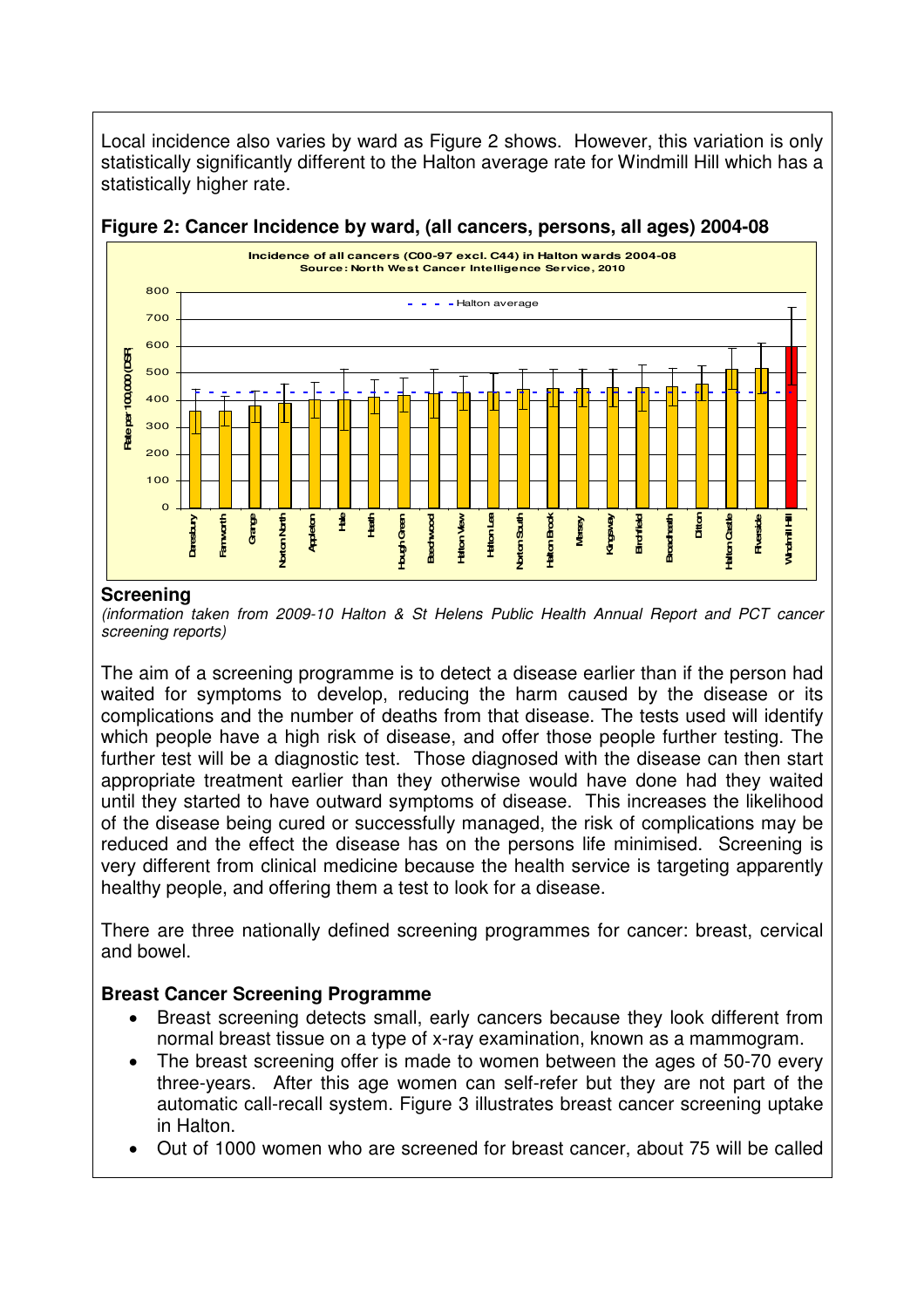Local incidence also varies by ward as Figure 2 shows. However, this variation is only statistically significantly different to the Halton average rate for Windmill Hill which has a statistically higher rate.

**Figure 2: Cancer Incidence by ward, (all cancers, persons, all ages) 2004-08**

## Screening

*(information taken from 2009-10 Halton & St Helens Public Health Annual Report and PCT cancer screening reports)*

The aim of a screening programme is to detect a disease earlier than if the person had waited for symptoms to develop, reducing the harm caused by the disease or its complications and the number of deaths from that disease. The tests used will identify which people have a high risk of disease, and offer those people further testing. The further test will be a diagnostic test. Those diagnosed with the disease can then start appropriate treatment earlier than they otherwise would have done had they waited until they started to have outward symptoms of disease. This increases the likelihood of the disease being cured or successfully managed, the risk of complications may be reduced and the effect the disease has on the persons life minimised. Screening is very different from clinical medicine because the health service is targeting apparently healthy people, and offering them a test to look for a disease.

There are three nationally defined screening programmes for cancer: breast, cervical and bowel.

### Breast Cancer Screening Programme

- Breast screening detects small, early cancers because they look different from normal breast tissue on a type of x-ray examination, known as a mammogram.
- The breast screening offer is made to women between the ages of 50-70 every three-years. After this age women can self-refer but they are not part of the automatic call-recall system. Figure 3 illustrates breast cancer screening uptake in Halton.
- Out of 1000 women who are screened for breast cancer, about 75 will be called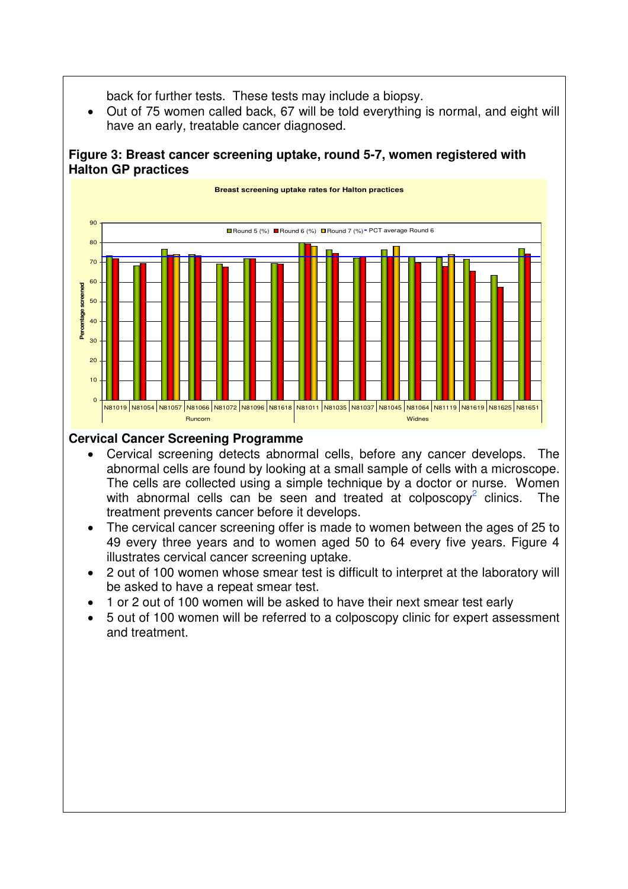back for further tests. These tests may include a biopsy.

- Out of 75 women called back, 67 will be told everything is normal, and eight will have an early, treatable cancer diagnosed.

**Figure 3: Breast cancer screening uptake, round 5-7, women registered with Halton GP practices**

Breast screening uptake rates for Halton practices

Round 5 (%) | Round 6 (%) | Round 7 (%) | PCT average Round 6

Percentage screened

N81019 | N81054 | N81057 | N81066 | N81072 | N81096 | N81618 | N81011 | N81035 | N81037 | N81045 | N81064 | N81119 | N81619 | N81625 | N81651

Runcorn | Widnes

## Cervical Cancer Screening Programme

- Cervical screening detects abnormal cells, before any cancer develops. The abnormal cells are found by looking at a small sample of cells with a microscope. The cells are collected using a simple technique by a doctor or nurse. Women with abnormal cells can be seen and treated at colposcopy[2] clinics. The treatment prevents cancer before it develops.
- The cervical cancer screening offer is made to women between the ages of 25 to 49 every three years and to women aged 50 to 64 every five years. Figure 4 illustrates cervical cancer screening uptake.
- 2 out of 100 women whose smear test is difficult to interpret at the laboratory will be asked to have a repeat smear test.
- 1 or 2 out of 100 women will be asked to have their next smear test early
- 5 out of 100 women will be referred to a colposcopy clinic for expert assessment and treatment.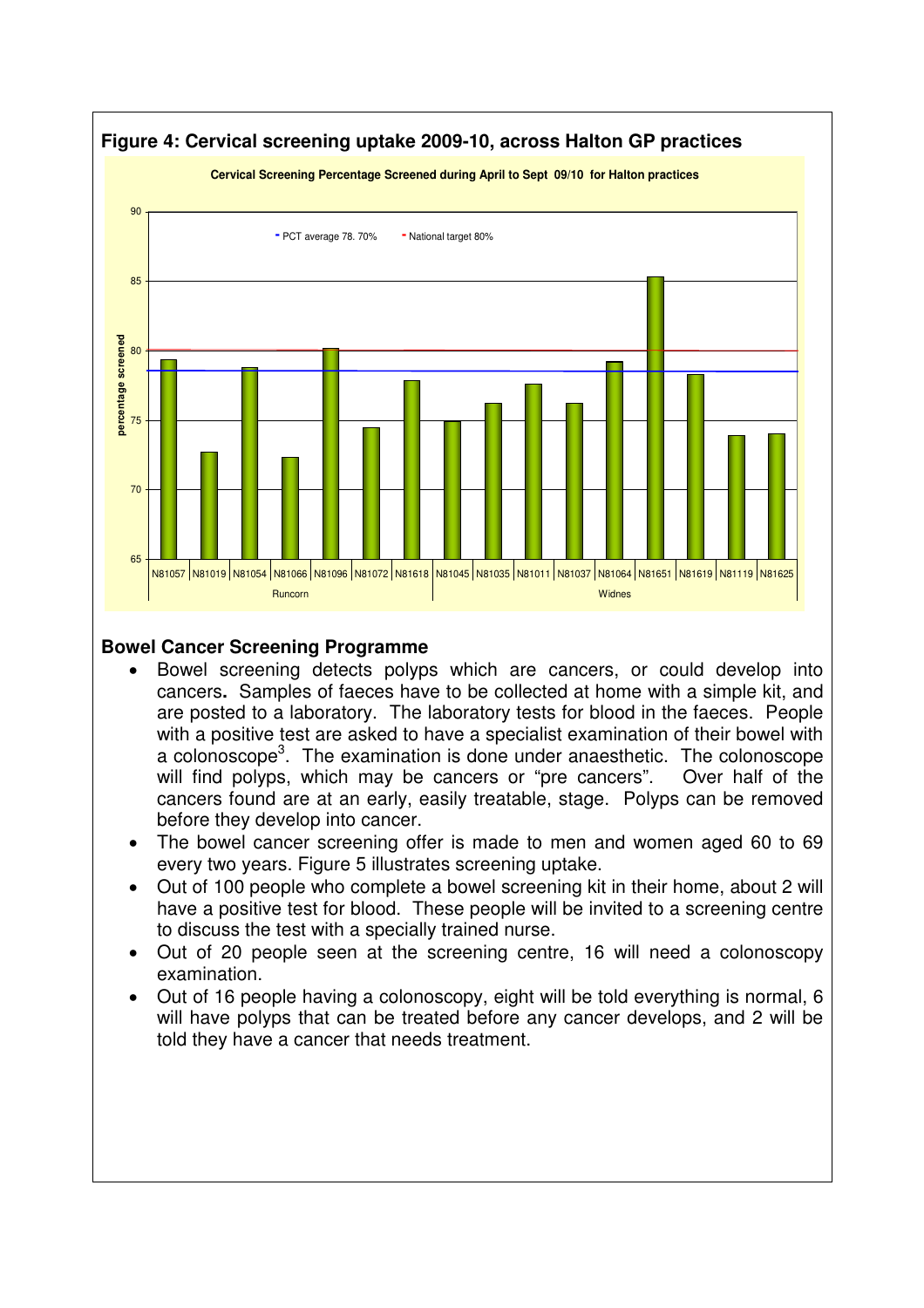**Figure 4: Cervical screening uptake 2009-10, across Halton GP practices**

Cervical Screening Percentage Screened during April to Sept 09/10 for Halton practices

- PCT average 78. 70%
- National target 80%

percentage screened

Runcorn: N81057, N81019, N81054, N81066, N81096, N81072, N81618

Widnes: N81045, N81035, N81011, N81037, N81064, N81651, N81619, N81119, N81625

## Bowel Cancer Screening Programme

- Bowel screening detects polyps which are cancers, or could develop into cancers**.** Samples of faeces have to be collected at home with a simple kit, and are posted to a laboratory. The laboratory tests for blood in the faeces. People with a positive test are asked to have a specialist examination of their bowel with a colonoscope[3]. The examination is done under anaesthetic. The colonoscope will find polyps, which may be cancers or "pre cancers". Over half of the cancers found are at an early, easily treatable, stage. Polyps can be removed before they develop into cancer.
- The bowel cancer screening offer is made to men and women aged 60 to 69 every two years. Figure 5 illustrates screening uptake.
- Out of 100 people who complete a bowel screening kit in their home, about 2 will have a positive test for blood. These people will be invited to a screening centre to discuss the test with a specially trained nurse.
- Out of 20 people seen at the screening centre, 16 will need a colonoscopy examination.
- Out of 16 people having a colonoscopy, eight will be told everything is normal, 6 will have polyps that can be treated before any cancer develops, and 2 will be told they have a cancer that needs treatment.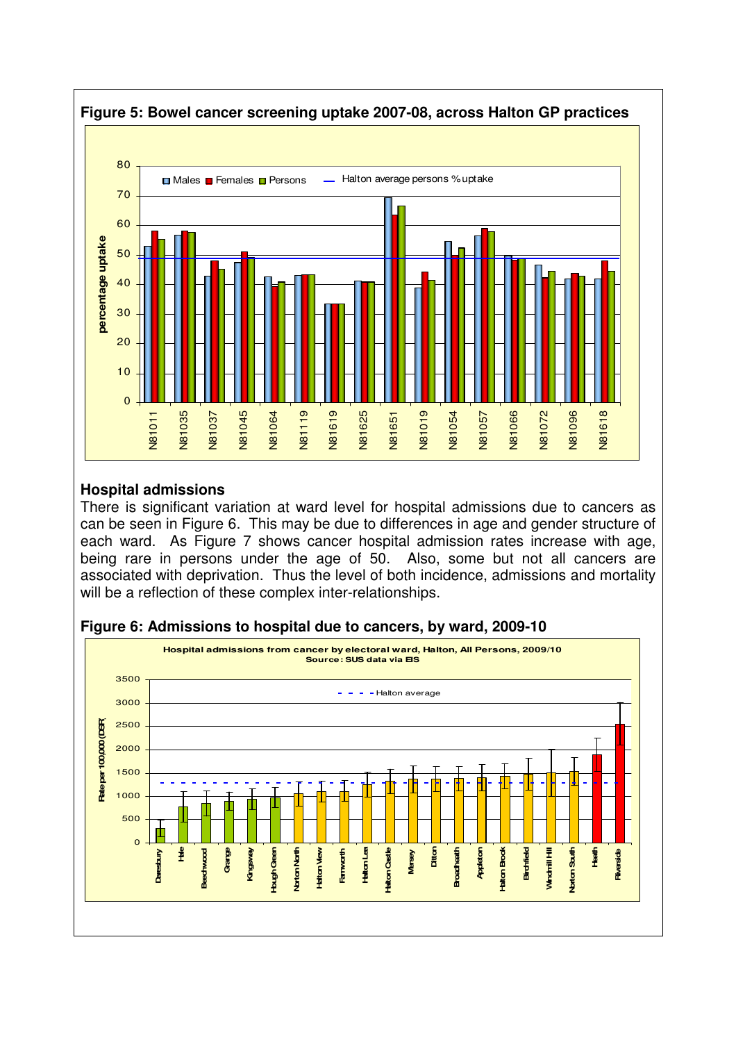**Figure 5: Bowel cancer screening uptake 2007-08, across Halton GP practices**

## Hospital admissions

There is significant variation at ward level for hospital admissions due to cancers as can be seen in Figure 6. This may be due to differences in age and gender structure of each ward. As Figure 7 shows cancer hospital admission rates increase with age, being rare in persons under the age of 50. Also, some but not all cancers are associated with deprivation. Thus the level of both incidence, admissions and mortality will be a reflection of these complex inter-relationships.

**Figure 6: Admissions to hospital due to cancers, by ward, 2009-10**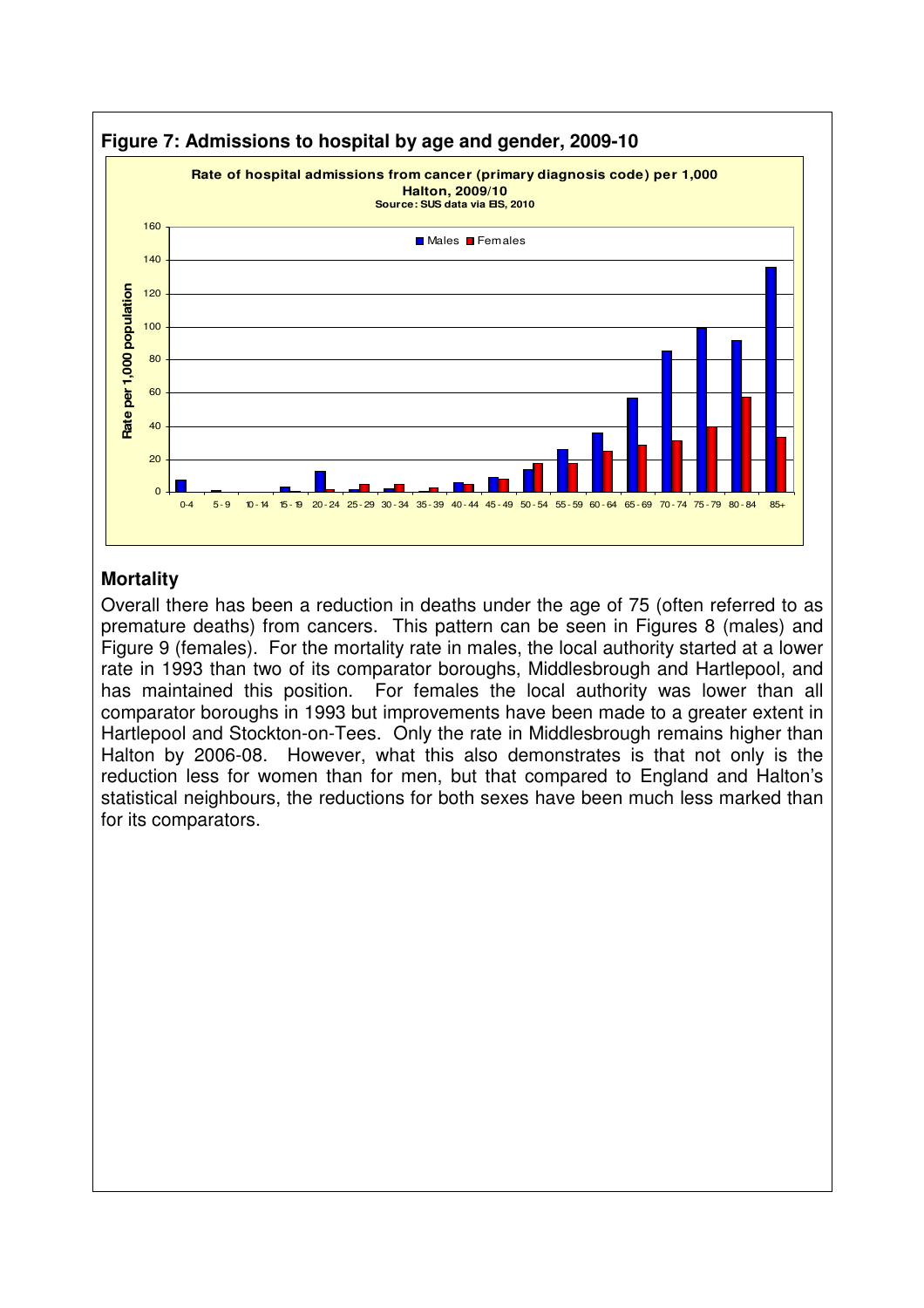**Figure 7: Admissions to hospital by age and gender, 2009-10**

## Mortality

Overall there has been a reduction in deaths under the age of 75 (often referred to as premature deaths) from cancers. This pattern can be seen in Figures 8 (males) and Figure 9 (females). For the mortality rate in males, the local authority started at a lower rate in 1993 than two of its comparator boroughs, Middlesbrough and Hartlepool, and has maintained this position. For females the local authority was lower than all comparator boroughs in 1993 but improvements have been made to a greater extent in Hartlepool and Stockton-on-Tees. Only the rate in Middlesbrough remains higher than Halton by 2006-08. However, what this also demonstrates is that not only is the reduction less for women than for men, but that compared to England and Halton's statistical neighbours, the reductions for both sexes have been much less marked than for its comparators.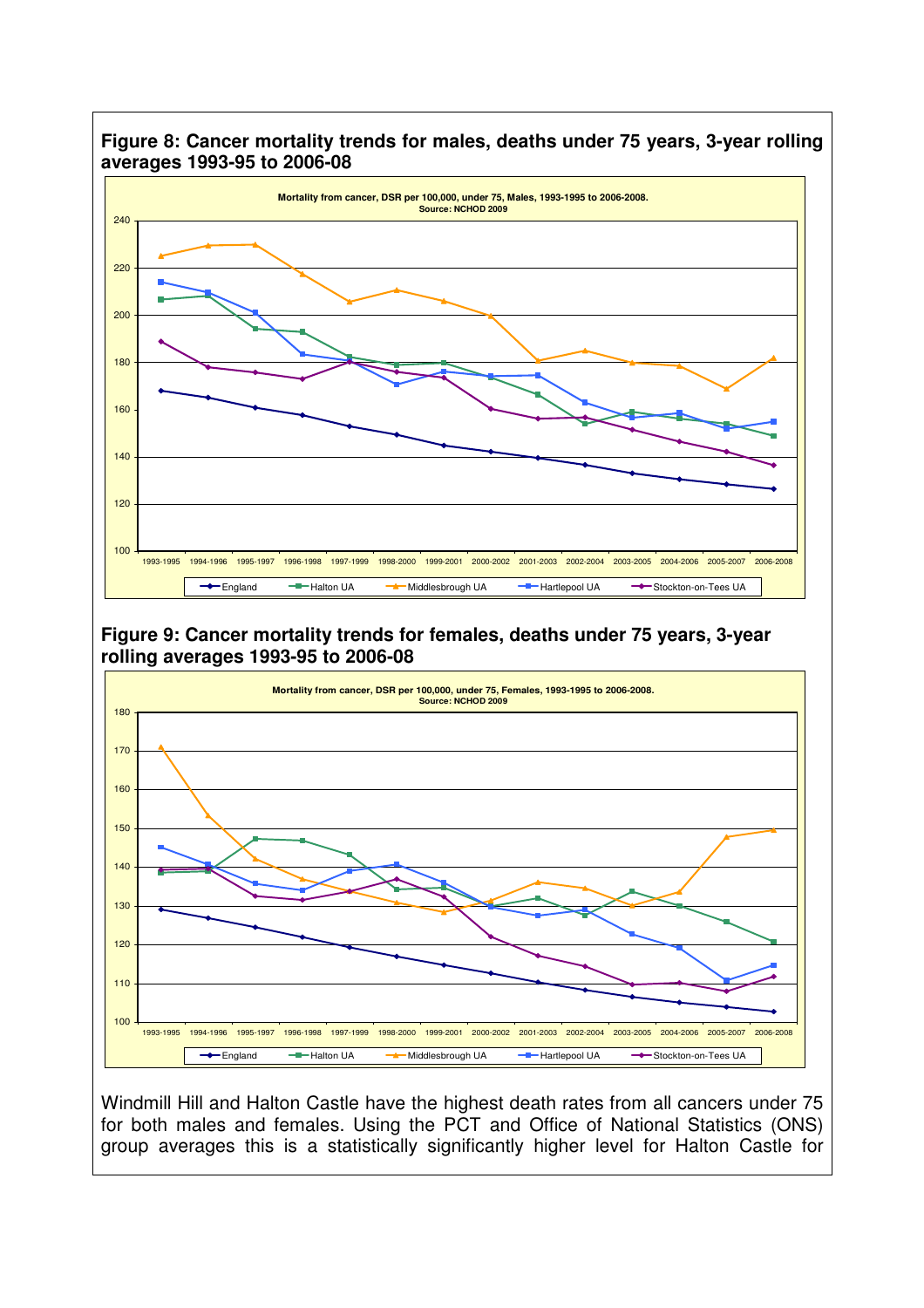**Figure 8: Cancer mortality trends for males, deaths under 75 years, 3-year rolling averages 1993-95 to 2006-08**

Mortality from cancer, DSR per 100,000, under 75, Males, 1993-1995 to 2006-2008.
Source: NCHOD 2009

**Figure 9: Cancer mortality trends for females, deaths under 75 years, 3-year rolling averages 1993-95 to 2006-08**

Mortality from cancer, DSR per 100,000, under 75, Females, 1993-1995 to 2006-2008.
Source: NCHOD 2009

Windmill Hill and Halton Castle have the highest death rates from all cancers under 75 for both males and females. Using the PCT and Office of National Statistics (ONS) group averages this is a statistically significantly higher level for Halton Castle for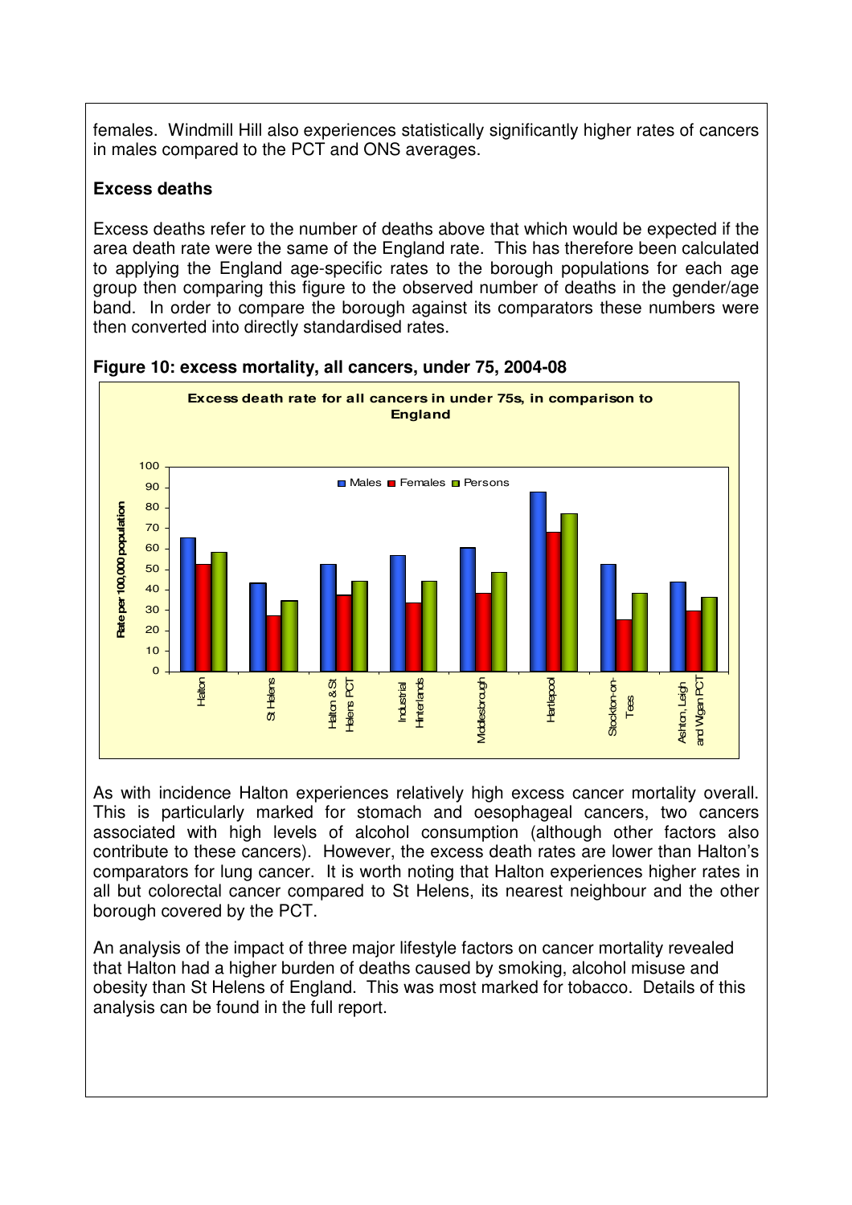females. Windmill Hill also experiences statistically significantly higher rates of cancers in males compared to the PCT and ONS averages.

### Excess deaths

Excess deaths refer to the number of deaths above that which would be expected if the area death rate were the same of the England rate. This has therefore been calculated to applying the England age-specific rates to the borough populations for each age group then comparing this figure to the observed number of deaths in the gender/age band. In order to compare the borough against its comparators these numbers were then converted into directly standardised rates.

**Figure 10: excess mortality, all cancers, under 75, 2004-08**

As with incidence Halton experiences relatively high excess cancer mortality overall. This is particularly marked for stomach and oesophageal cancers, two cancers associated with high levels of alcohol consumption (although other factors also contribute to these cancers). However, the excess death rates are lower than Halton's comparators for lung cancer. It is worth noting that Halton experiences higher rates in all but colorectal cancer compared to St Helens, its nearest neighbour and the other borough covered by the PCT.

An analysis of the impact of three major lifestyle factors on cancer mortality revealed that Halton had a higher burden of deaths caused by smoking, alcohol misuse and obesity than St Helens of England. This was most marked for tobacco. Details of this analysis can be found in the full report.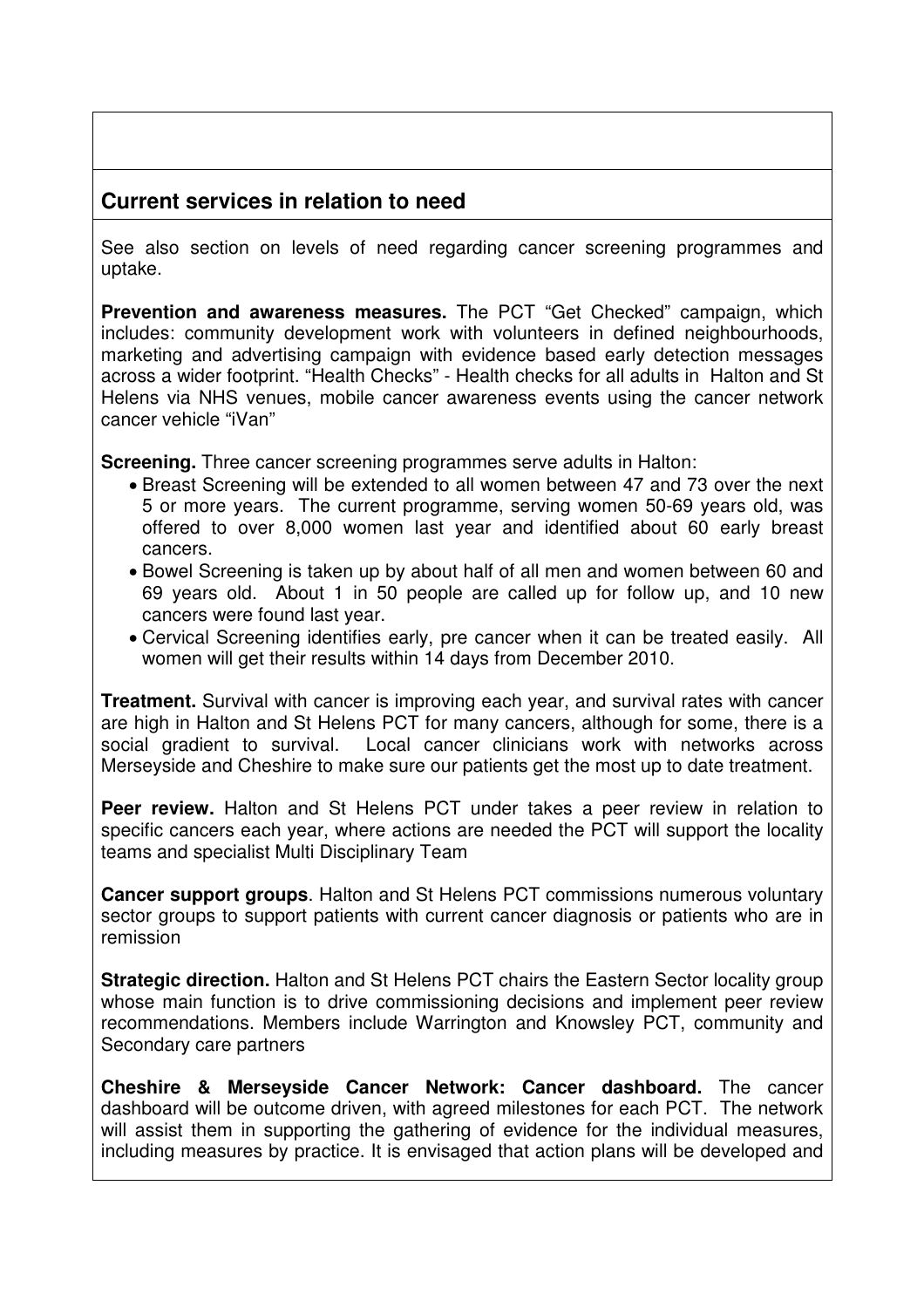## Current services in relation to need

See also section on levels of need regarding cancer screening programmes and uptake.

**Prevention and awareness measures.** The PCT "Get Checked" campaign, which includes: community development work with volunteers in defined neighbourhoods, marketing and advertising campaign with evidence based early detection messages across a wider footprint. "Health Checks" - Health checks for all adults in Halton and St Helens via NHS venues, mobile cancer awareness events using the cancer network cancer vehicle "iVan"

**Screening.** Three cancer screening programmes serve adults in Halton:

- Breast Screening will be extended to all women between 47 and 73 over the next 5 or more years. The current programme, serving women 50-69 years old, was offered to over 8,000 women last year and identified about 60 early breast cancers.
- Bowel Screening is taken up by about half of all men and women between 60 and 69 years old. About 1 in 50 people are called up for follow up, and 10 new cancers were found last year.
- Cervical Screening identifies early, pre cancer when it can be treated easily. All women will get their results within 14 days from December 2010.

**Treatment.** Survival with cancer is improving each year, and survival rates with cancer are high in Halton and St Helens PCT for many cancers, although for some, there is a social gradient to survival. Local cancer clinicians work with networks across Merseyside and Cheshire to make sure our patients get the most up to date treatment.

**Peer review.** Halton and St Helens PCT under takes a peer review in relation to specific cancers each year, where actions are needed the PCT will support the locality teams and specialist Multi Disciplinary Team

**Cancer support groups**. Halton and St Helens PCT commissions numerous voluntary sector groups to support patients with current cancer diagnosis or patients who are in remission

**Strategic direction.** Halton and St Helens PCT chairs the Eastern Sector locality group whose main function is to drive commissioning decisions and implement peer review recommendations. Members include Warrington and Knowsley PCT, community and Secondary care partners

**Cheshire & Merseyside Cancer Network: Cancer dashboard.** The cancer dashboard will be outcome driven, with agreed milestones for each PCT. The network will assist them in supporting the gathering of evidence for the individual measures, including measures by practice. It is envisaged that action plans will be developed and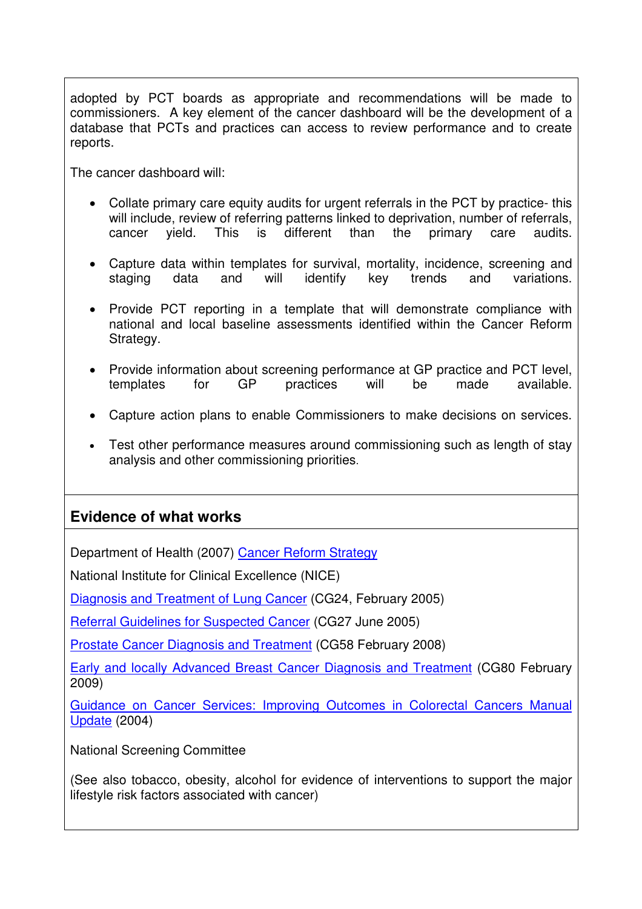adopted by PCT boards as appropriate and recommendations will be made to commissioners. A key element of the cancer dashboard will be the development of a database that PCTs and practices can access to review performance and to create reports.

The cancer dashboard will:

- Collate primary care equity audits for urgent referrals in the PCT by practice- this will include, review of referring patterns linked to deprivation, number of referrals, cancer yield. This is different than the primary care audits.
- Capture data within templates for survival, mortality, incidence, screening and staging data and will identify key trends and variations.
- Provide PCT reporting in a template that will demonstrate compliance with national and local baseline assessments identified within the Cancer Reform Strategy.
- Provide information about screening performance at GP practice and PCT level, templates for GP practices will be made available.
- Capture action plans to enable Commissioners to make decisions on services.
- Test other performance measures around commissioning such as length of stay analysis and other commissioning priorities.

## Evidence of what works

Department of Health (2007) Cancer Reform Strategy

National Institute for Clinical Excellence (NICE)

Diagnosis and Treatment of Lung Cancer (CG24, February 2005)

Referral Guidelines for Suspected Cancer (CG27 June 2005)

Prostate Cancer Diagnosis and Treatment (CG58 February 2008)

Early and locally Advanced Breast Cancer Diagnosis and Treatment (CG80 February 2009)

Guidance on Cancer Services: Improving Outcomes in Colorectal Cancers Manual Update (2004)

National Screening Committee

(See also tobacco, obesity, alcohol for evidence of interventions to support the major lifestyle risk factors associated with cancer)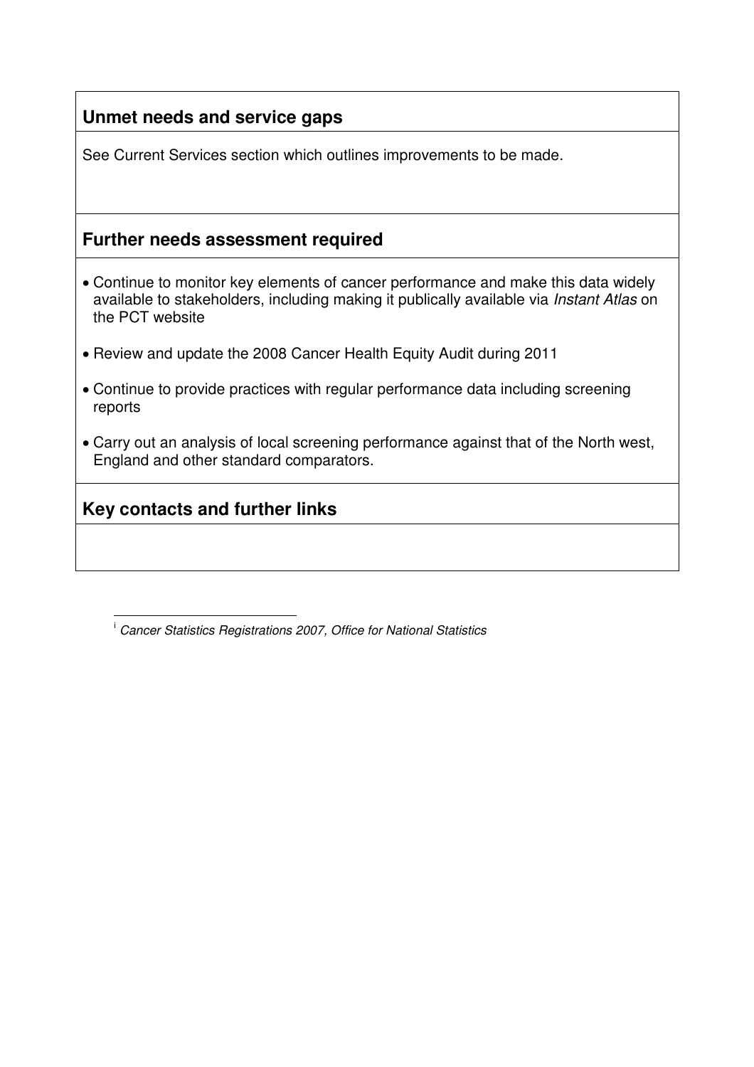## Unmet needs and service gaps

See Current Services section which outlines improvements to be made.

## Further needs assessment required

- Continue to monitor key elements of cancer performance and make this data widely available to stakeholders, including making it publically available via *Instant Atlas* on the PCT website
- Review and update the 2008 Cancer Health Equity Audit during 2011
- Continue to provide practices with regular performance data including screening reports
- Carry out an analysis of local screening performance against that of the North west, England and other standard comparators.

## Key contacts and further links

---

[i] *Cancer Statistics Registrations 2007, Office for National Statistics*